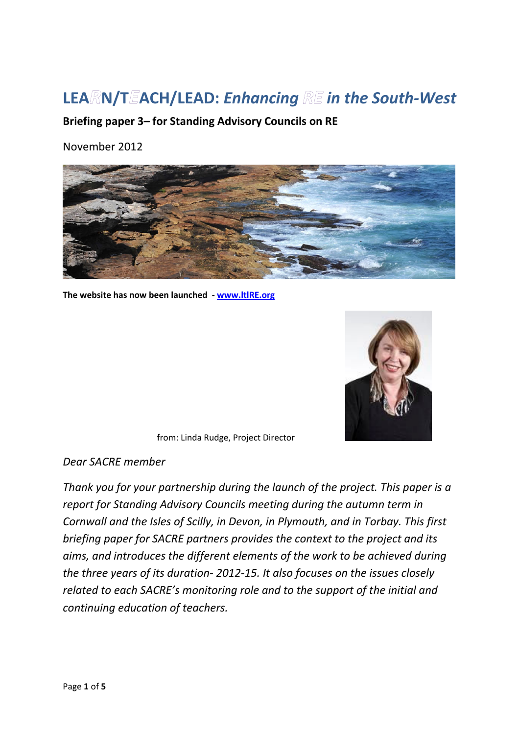# LEARN/TEACH/LEAD: *Enhancing RE in the South-West*

**Briefing paper 3– for Standing Advisory Councils on RE**

November 2012

**The website has now been launched - www.ltlRE.org**

from: Linda Rudge, Project Director

*Dear SACRE member*

*Thank you for your partnership during the launch of the project. This paper is a report for Standing Advisory Councils meeting during the autumn term in Cornwall and the Isles of Scilly, in Devon, in Plymouth, and in Torbay. This first briefing paper for SACRE partners provides the context to the project and its aims, and introduces the different elements of the work to be achieved during the three years of its duration- 2012-15. It also focuses on the issues closely related to each SACRE's monitoring role and to the support of the initial and continuing education of teachers.*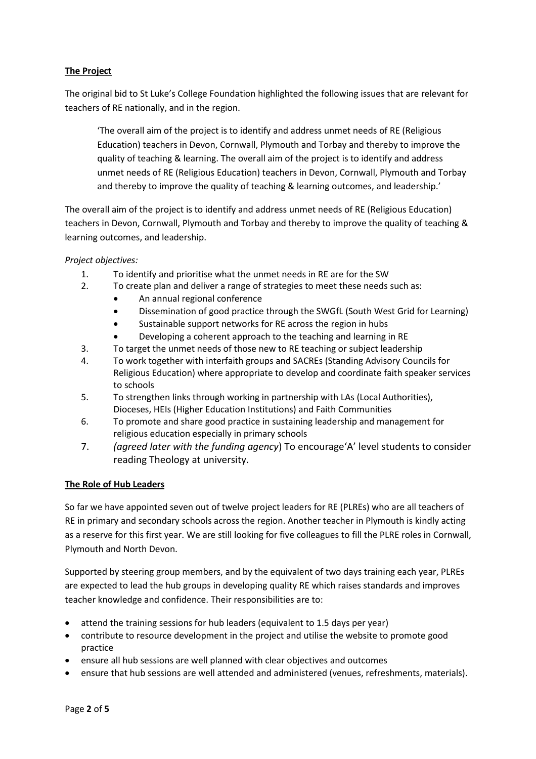**The Project**

The original bid to St Luke's College Foundation highlighted the following issues that are relevant for teachers of RE nationally, and in the region.

> 'The overall aim of the project is to identify and address unmet needs of RE (Religious Education) teachers in Devon, Cornwall, Plymouth and Torbay and thereby to improve the quality of teaching & learning. The overall aim of the project is to identify and address unmet needs of RE (Religious Education) teachers in Devon, Cornwall, Plymouth and Torbay and thereby to improve the quality of teaching & learning outcomes, and leadership.'

The overall aim of the project is to identify and address unmet needs of RE (Religious Education) teachers in Devon, Cornwall, Plymouth and Torbay and thereby to improve the quality of teaching & learning outcomes, and leadership.

*Project objectives:*

1. To identify and prioritise what the unmet needs in RE are for the SW
2. To create plan and deliver a range of strategies to meet these needs such as:
    - An annual regional conference
    - Dissemination of good practice through the SWGfL (South West Grid for Learning)
    - Sustainable support networks for RE across the region in hubs
    - Developing a coherent approach to the teaching and learning in RE
3. To target the unmet needs of those new to RE teaching or subject leadership
4. To work together with interfaith groups and SACREs (Standing Advisory Councils for Religious Education) where appropriate to develop and coordinate faith speaker services to schools
5. To strengthen links through working in partnership with LAs (Local Authorities), Dioceses, HEIs (Higher Education Institutions) and Faith Communities
6. To promote and share good practice in sustaining leadership and management for religious education especially in primary schools
7. *(agreed later with the funding agency*) To encourage'A' level students to consider reading Theology at university.

**The Role of Hub Leaders**

So far we have appointed seven out of twelve project leaders for RE (PLREs) who are all teachers of RE in primary and secondary schools across the region. Another teacher in Plymouth is kindly acting as a reserve for this first year. We are still looking for five colleagues to fill the PLRE roles in Cornwall, Plymouth and North Devon.

Supported by steering group members, and by the equivalent of two days training each year, PLREs are expected to lead the hub groups in developing quality RE which raises standards and improves teacher knowledge and confidence. Their responsibilities are to:

- attend the training sessions for hub leaders (equivalent to 1.5 days per year)
- contribute to resource development in the project and utilise the website to promote good practice
- ensure all hub sessions are well planned with clear objectives and outcomes
- ensure that hub sessions are well attended and administered (venues, refreshments, materials).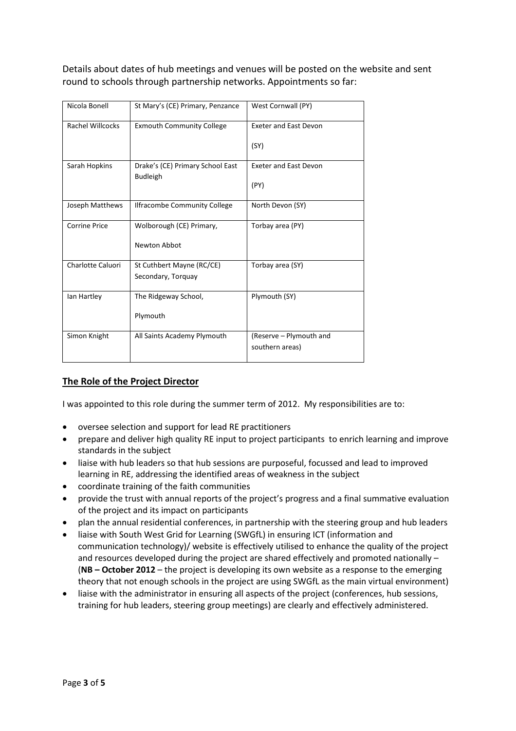Details about dates of hub meetings and venues will be posted on the website and sent round to schools through partnership networks. Appointments so far:

| | | |
|---|---|---|
| Nicola Bonell | St Mary's (CE) Primary, Penzance | West Cornwall (PY) |
| Rachel Willcocks | Exmouth Community College | Exeter and East Devon (SY) |
| Sarah Hopkins | Drake's (CE) Primary School East Budleigh | Exeter and East Devon (PY) |
| Joseph Matthews | Ilfracombe Community College | North Devon (SY) |
| Corrine Price | Wolborough (CE) Primary, Newton Abbot | Torbay area (PY) |
| Charlotte Caluori | St Cuthbert Mayne (RC/CE) Secondary, Torquay | Torbay area (SY) |
| Ian Hartley | The Ridgeway School, Plymouth | Plymouth (SY) |
| Simon Knight | All Saints Academy Plymouth | (Reserve – Plymouth and southern areas) |

## The Role of the Project Director

I was appointed to this role during the summer term of 2012. My responsibilities are to:

- oversee selection and support for lead RE practitioners
- prepare and deliver high quality RE input to project participants to enrich learning and improve standards in the subject
- liaise with hub leaders so that hub sessions are purposeful, focussed and lead to improved learning in RE, addressing the identified areas of weakness in the subject
- coordinate training of the faith communities
- provide the trust with annual reports of the project's progress and a final summative evaluation of the project and its impact on participants
- plan the annual residential conferences, in partnership with the steering group and hub leaders
- liaise with South West Grid for Learning (SWGfL) in ensuring ICT (information and communication technology)/ website is effectively utilised to enhance the quality of the project and resources developed during the project are shared effectively and promoted nationally – (**NB – October 2012** – the project is developing its own website as a response to the emerging theory that not enough schools in the project are using SWGfL as the main virtual environment)
- liaise with the administrator in ensuring all aspects of the project (conferences, hub sessions, training for hub leaders, steering group meetings) are clearly and effectively administered.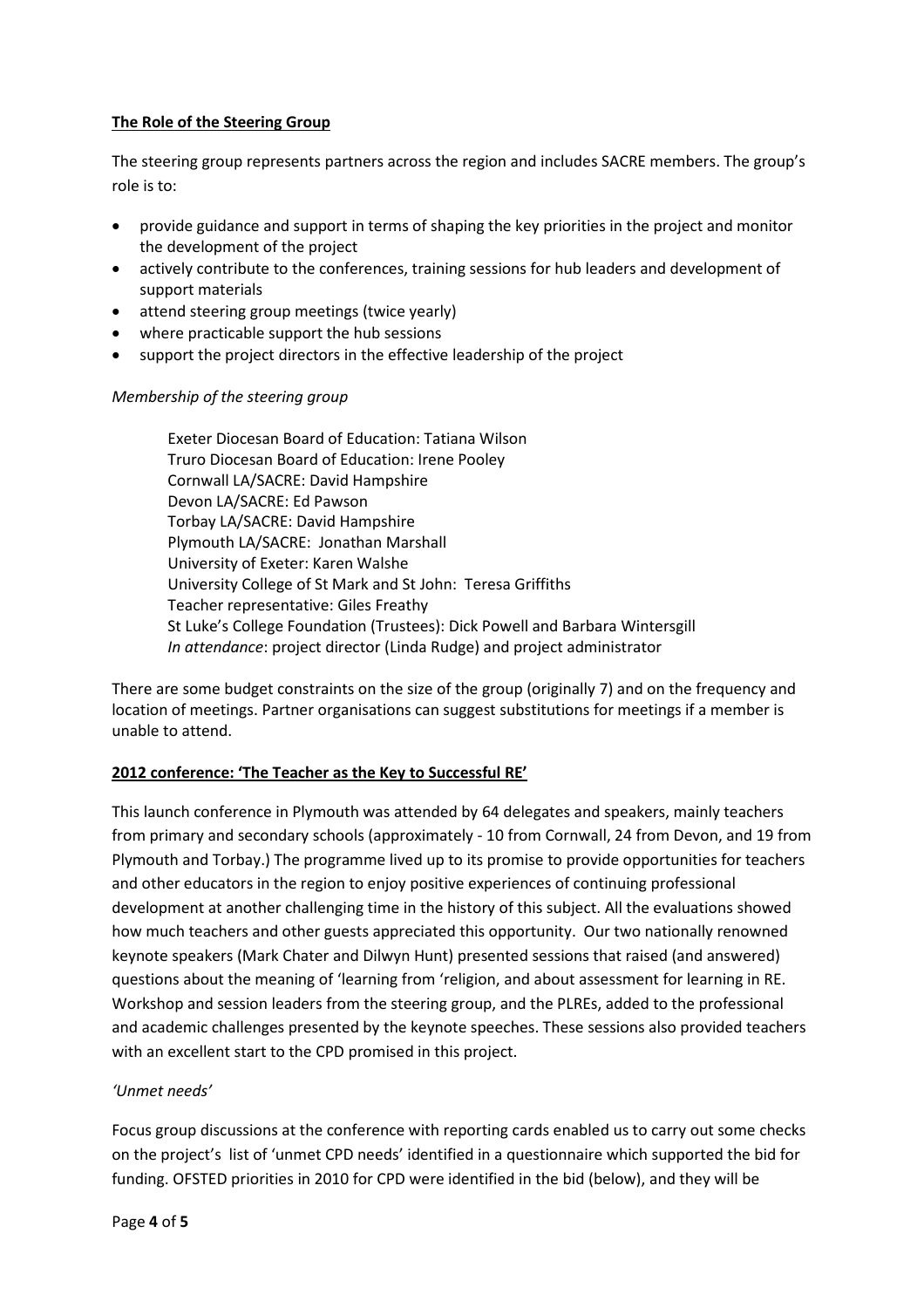**The Role of the Steering Group**

The steering group represents partners across the region and includes SACRE members. The group's role is to:

- provide guidance and support in terms of shaping the key priorities in the project and monitor the development of the project
- actively contribute to the conferences, training sessions for hub leaders and development of support materials
- attend steering group meetings (twice yearly)
- where practicable support the hub sessions
- support the project directors in the effective leadership of the project

*Membership of the steering group*

Exeter Diocesan Board of Education: Tatiana Wilson
Truro Diocesan Board of Education: Irene Pooley
Cornwall LA/SACRE: David Hampshire
Devon LA/SACRE: Ed Pawson
Torbay LA/SACRE: David Hampshire
Plymouth LA/SACRE: Jonathan Marshall
University of Exeter: Karen Walshe
University College of St Mark and St John: Teresa Griffiths
Teacher representative: Giles Freathy
St Luke's College Foundation (Trustees): Dick Powell and Barbara Wintersgill
*In attendance*: project director (Linda Rudge) and project administrator

There are some budget constraints on the size of the group (originally 7) and on the frequency and location of meetings. Partner organisations can suggest substitutions for meetings if a member is unable to attend.

**2012 conference: 'The Teacher as the Key to Successful RE'**

This launch conference in Plymouth was attended by 64 delegates and speakers, mainly teachers from primary and secondary schools (approximately - 10 from Cornwall, 24 from Devon, and 19 from Plymouth and Torbay.) The programme lived up to its promise to provide opportunities for teachers and other educators in the region to enjoy positive experiences of continuing professional development at another challenging time in the history of this subject. All the evaluations showed how much teachers and other guests appreciated this opportunity. Our two nationally renowned keynote speakers (Mark Chater and Dilwyn Hunt) presented sessions that raised (and answered) questions about the meaning of 'learning from 'religion, and about assessment for learning in RE. Workshop and session leaders from the steering group, and the PLREs, added to the professional and academic challenges presented by the keynote speeches. These sessions also provided teachers with an excellent start to the CPD promised in this project.

*'Unmet needs'*

Focus group discussions at the conference with reporting cards enabled us to carry out some checks on the project's list of 'unmet CPD needs' identified in a questionnaire which supported the bid for funding. OFSTED priorities in 2010 for CPD were identified in the bid (below), and they will be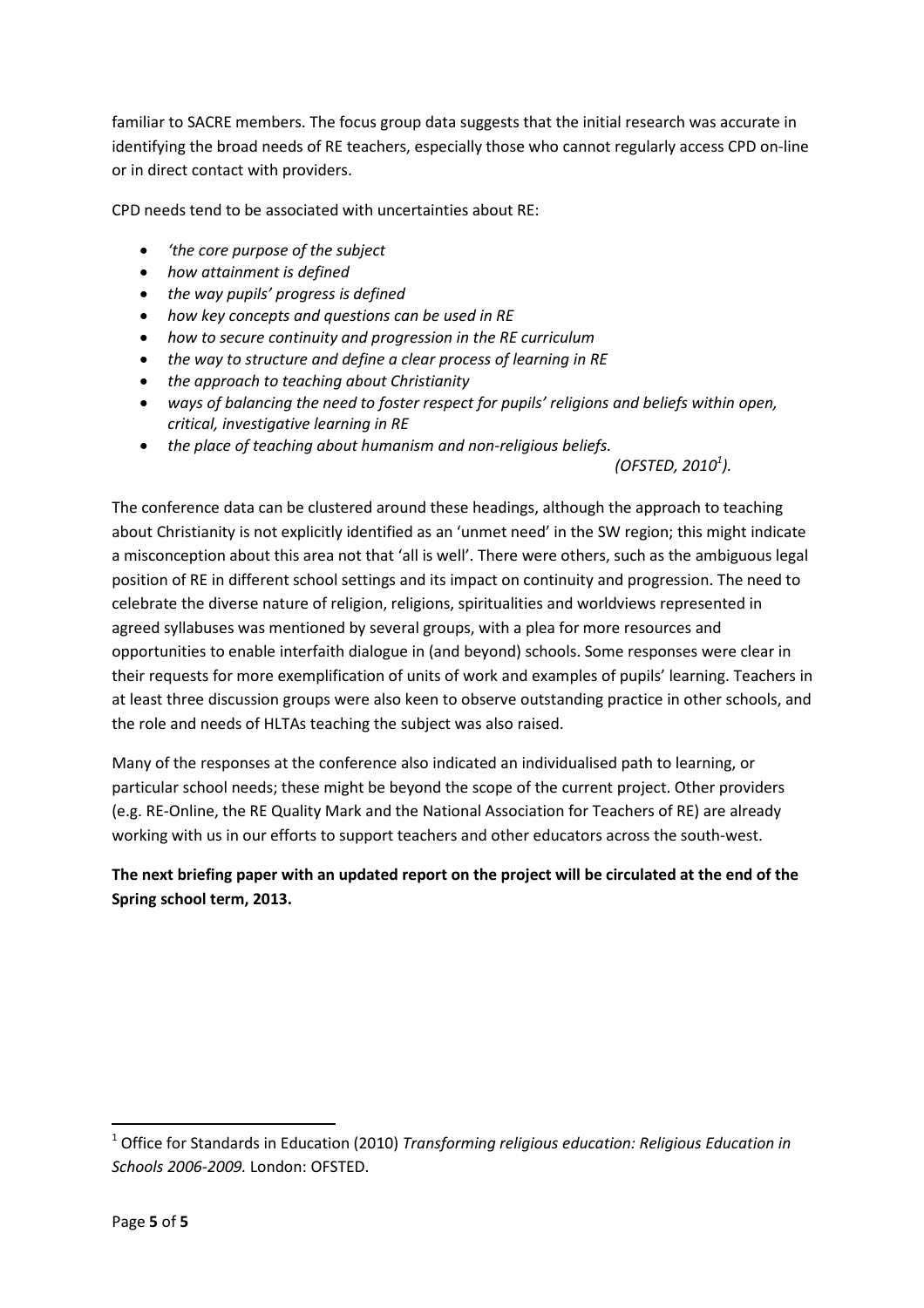familiar to SACRE members. The focus group data suggests that the initial research was accurate in identifying the broad needs of RE teachers, especially those who cannot regularly access CPD on-line or in direct contact with providers.

CPD needs tend to be associated with uncertainties about RE:

- *'the core purpose of the subject*
- *how attainment is defined*
- *the way pupils' progress is defined*
- *how key concepts and questions can be used in RE*
- *how to secure continuity and progression in the RE curriculum*
- *the way to structure and define a clear process of learning in RE*
- *the approach to teaching about Christianity*
- *ways of balancing the need to foster respect for pupils' religions and beliefs within open, critical, investigative learning in RE*
- *the place of teaching about humanism and non-religious beliefs.*

*(OFSTED, 2010[1]).*

The conference data can be clustered around these headings, although the approach to teaching about Christianity is not explicitly identified as an 'unmet need' in the SW region; this might indicate a misconception about this area not that 'all is well'. There were others, such as the ambiguous legal position of RE in different school settings and its impact on continuity and progression. The need to celebrate the diverse nature of religion, religions, spiritualities and worldviews represented in agreed syllabuses was mentioned by several groups, with a plea for more resources and opportunities to enable interfaith dialogue in (and beyond) schools. Some responses were clear in their requests for more exemplification of units of work and examples of pupils' learning. Teachers in at least three discussion groups were also keen to observe outstanding practice in other schools, and the role and needs of HLTAs teaching the subject was also raised.

Many of the responses at the conference also indicated an individualised path to learning, or particular school needs; these might be beyond the scope of the current project. Other providers (e.g. RE-Online, the RE Quality Mark and the National Association for Teachers of RE) are already working with us in our efforts to support teachers and other educators across the south-west.

**The next briefing paper with an updated report on the project will be circulated at the end of the Spring school term, 2013.**

[1] Office for Standards in Education (2010) *Transforming religious education: Religious Education in Schools 2006-2009.* London: OFSTED.